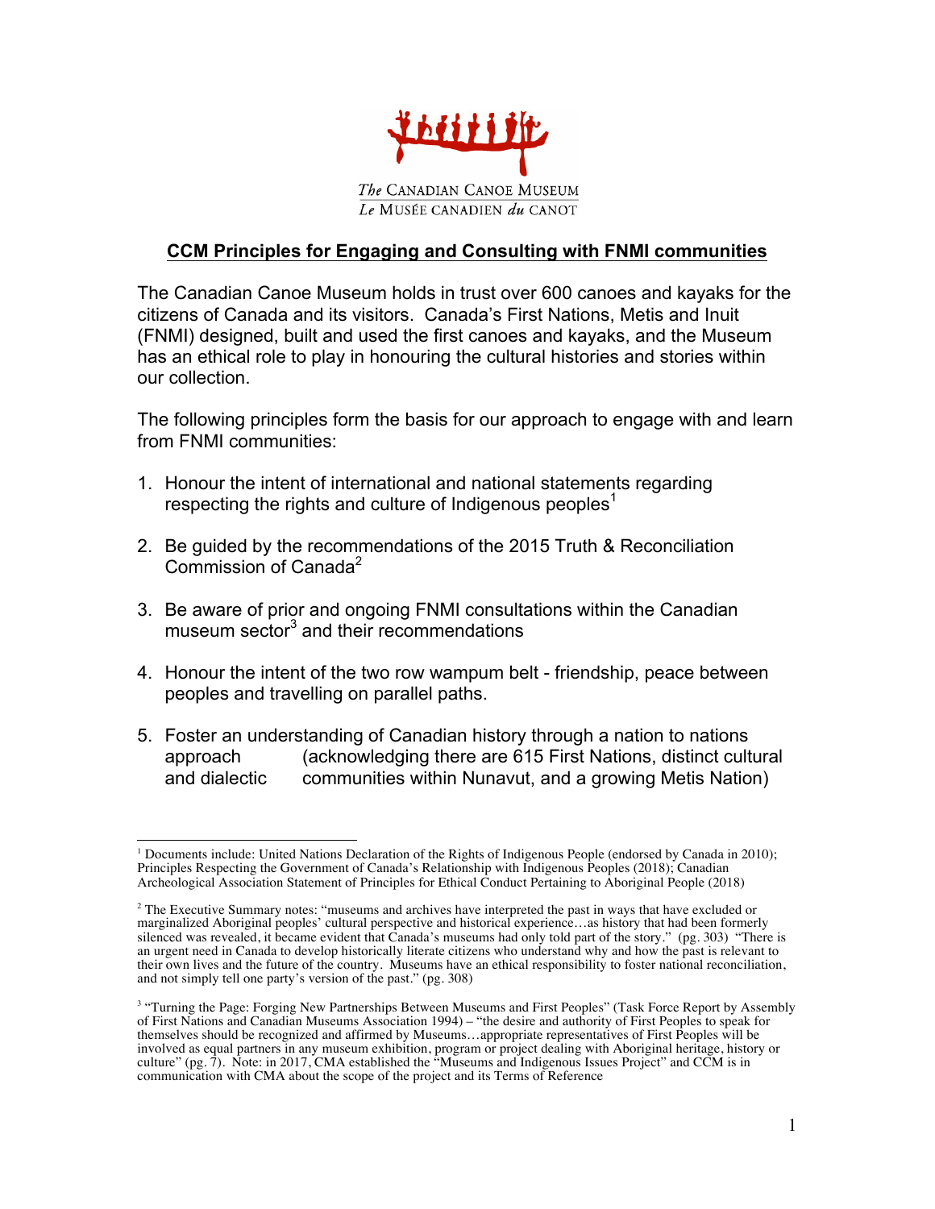The Canadian Canoe Museum
Le Musée canadien du canot

## CCM Principles for Engaging and Consulting with FNMI communities

The Canadian Canoe Museum holds in trust over 600 canoes and kayaks for the citizens of Canada and its visitors. Canada's First Nations, Metis and Inuit (FNMI) designed, built and used the first canoes and kayaks, and the Museum has an ethical role to play in honouring the cultural histories and stories within our collection.

The following principles form the basis for our approach to engage with and learn from FNMI communities:

1. Honour the intent of international and national statements regarding respecting the rights and culture of Indigenous peoples[1]

2. Be guided by the recommendations of the 2015 Truth & Reconciliation Commission of Canada[2]

3. Be aware of prior and ongoing FNMI consultations within the Canadian museum sector[3] and their recommendations

4. Honour the intent of the two row wampum belt - friendship, peace between peoples and travelling on parallel paths.

5. Foster an understanding of Canadian history through a nation to nations approach and dialectic (acknowledging there are 615 First Nations, distinct cultural communities within Nunavut, and a growing Metis Nation)

---

[1] Documents include: United Nations Declaration of the Rights of Indigenous People (endorsed by Canada in 2010); Principles Respecting the Government of Canada's Relationship with Indigenous Peoples (2018); Canadian Archeological Association Statement of Principles for Ethical Conduct Pertaining to Aboriginal People (2018)

[2] The Executive Summary notes: "museums and archives have interpreted the past in ways that have excluded or marginalized Aboriginal peoples' cultural perspective and historical experience…as history that had been formerly silenced was revealed, it became evident that Canada's museums had only told part of the story." (pg. 303) "There is an urgent need in Canada to develop historically literate citizens who understand why and how the past is relevant to their own lives and the future of the country. Museums have an ethical responsibility to foster national reconciliation, and not simply tell one party's version of the past." (pg. 308)

[3] "Turning the Page: Forging New Partnerships Between Museums and First Peoples" (Task Force Report by Assembly of First Nations and Canadian Museums Association 1994) – "the desire and authority of First Peoples to speak for themselves should be recognized and affirmed by Museums…appropriate representatives of First Peoples will be involved as equal partners in any museum exhibition, program or project dealing with Aboriginal heritage, history or culture" (pg. 7). Note: in 2017, CMA established the "Museums and Indigenous Issues Project" and CCM is in communication with CMA about the scope of the project and its Terms of Reference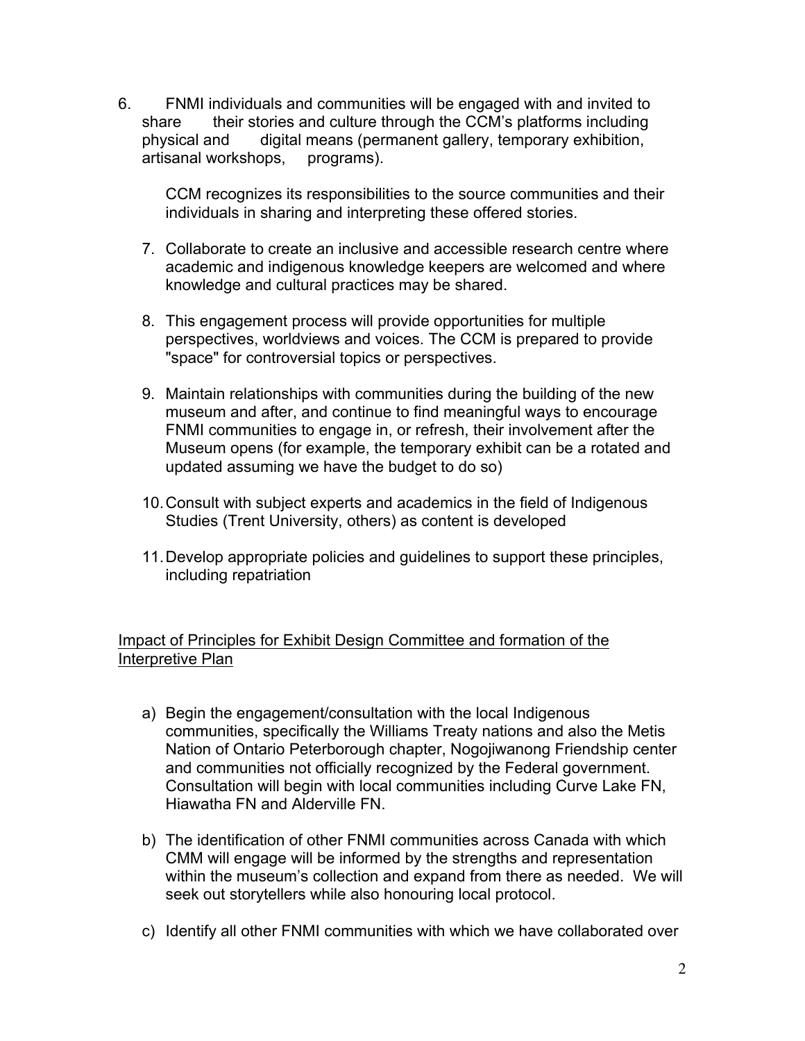6. FNMI individuals and communities will be engaged with and invited to share their stories and culture through the CCM's platforms including physical and digital means (permanent gallery, temporary exhibition, artisanal workshops, programs).

   CCM recognizes its responsibilities to the source communities and their individuals in sharing and interpreting these offered stories.

7. Collaborate to create an inclusive and accessible research centre where academic and indigenous knowledge keepers are welcomed and where knowledge and cultural practices may be shared.

8. This engagement process will provide opportunities for multiple perspectives, worldviews and voices. The CCM is prepared to provide "space" for controversial topics or perspectives.

9. Maintain relationships with communities during the building of the new museum and after, and continue to find meaningful ways to encourage FNMI communities to engage in, or refresh, their involvement after the Museum opens (for example, the temporary exhibit can be a rotated and updated assuming we have the budget to do so)

10. Consult with subject experts and academics in the field of Indigenous Studies (Trent University, others) as content is developed

11. Develop appropriate policies and guidelines to support these principles, including repatriation

<u>Impact of Principles for Exhibit Design Committee and formation of the Interpretive Plan</u>

a) Begin the engagement/consultation with the local Indigenous communities, specifically the Williams Treaty nations and also the Metis Nation of Ontario Peterborough chapter, Nogojiwanong Friendship center and communities not officially recognized by the Federal government. Consultation will begin with local communities including Curve Lake FN, Hiawatha FN and Alderville FN.

b) The identification of other FNMI communities across Canada with which CMM will engage will be informed by the strengths and representation within the museum's collection and expand from there as needed. We will seek out storytellers while also honouring local protocol.

c) Identify all other FNMI communities with which we have collaborated over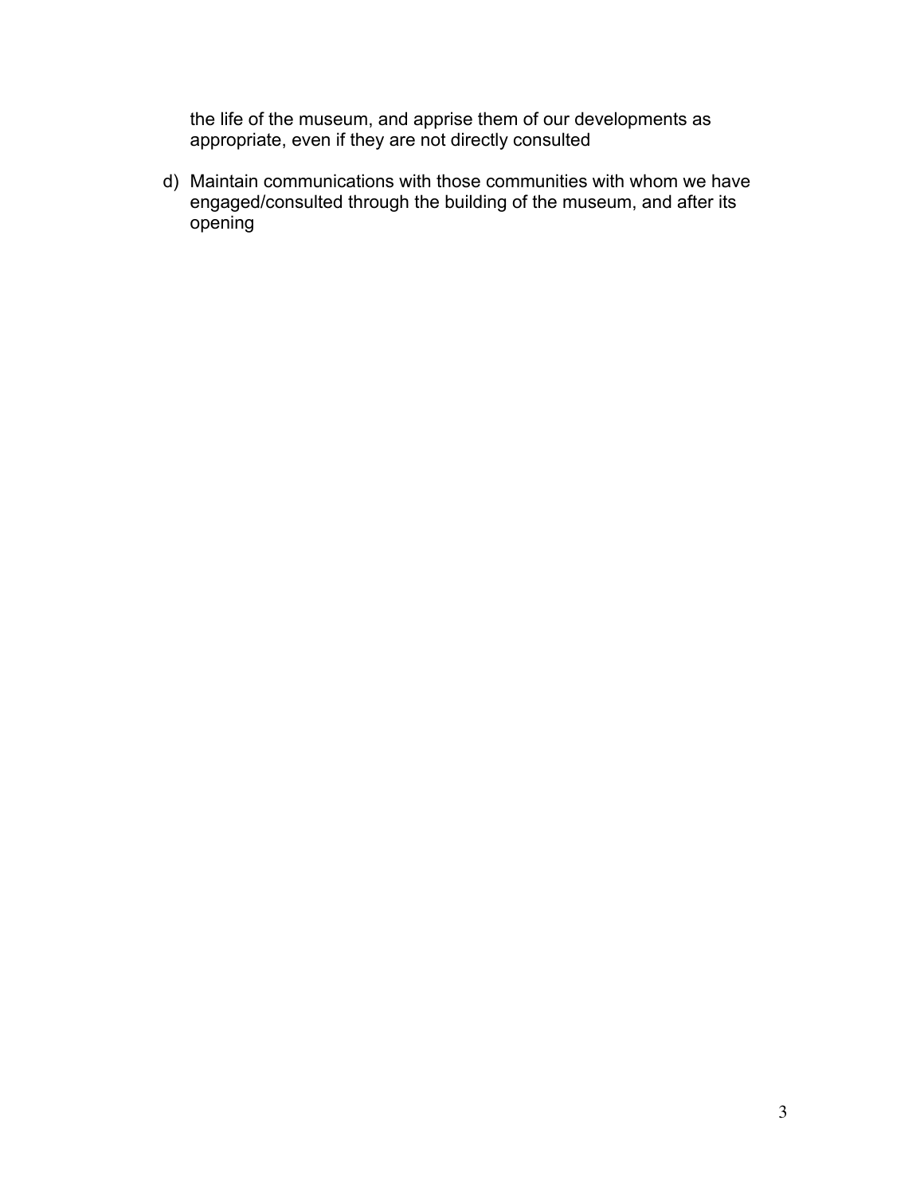the life of the museum, and apprise them of our developments as appropriate, even if they are not directly consulted

d) Maintain communications with those communities with whom we have engaged/consulted through the building of the museum, and after its opening